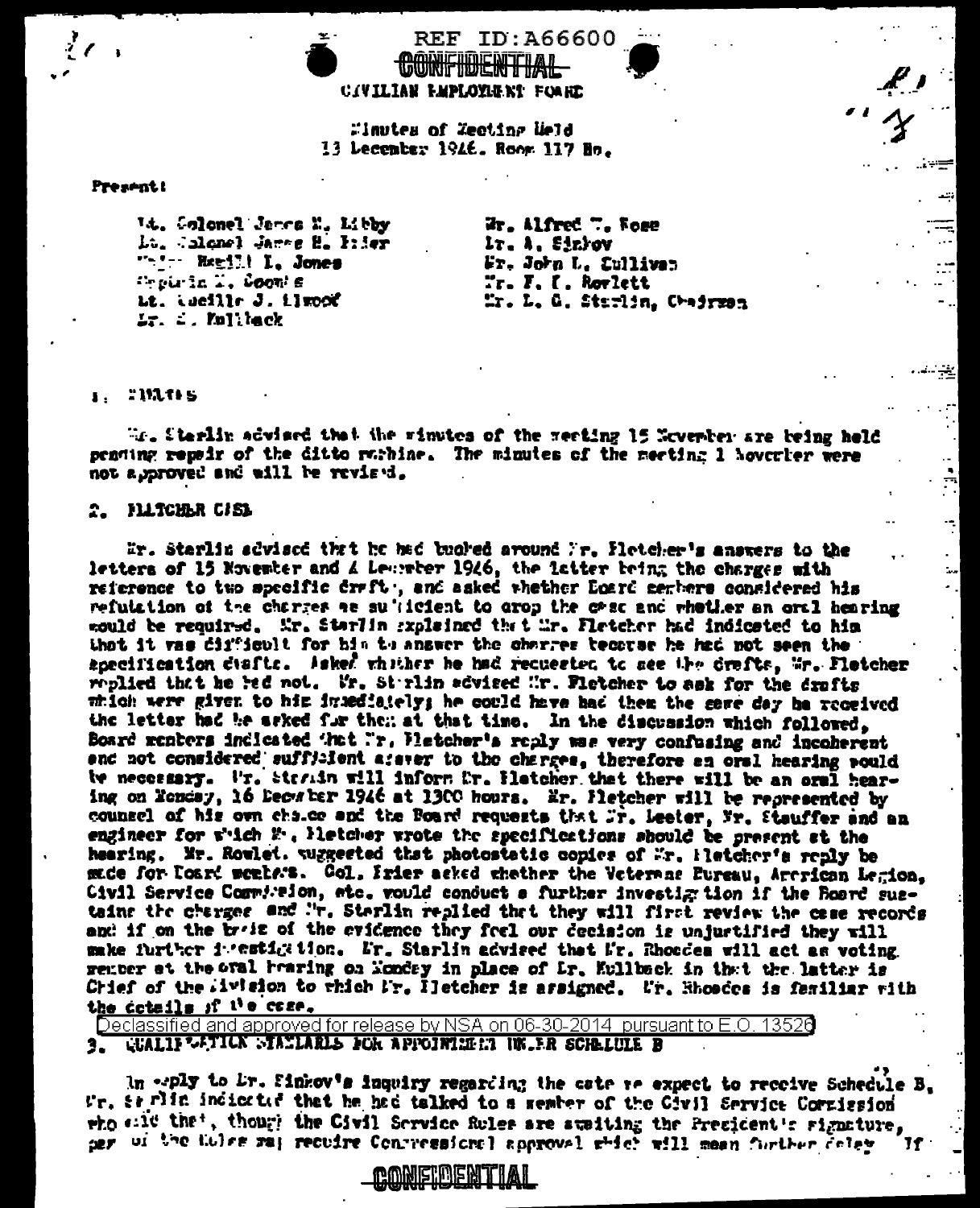REF ID:A66600

CONFIDENTIAL

CIVILIAN EMPLOYMENT BOARD

Minutes of Meeting Held
13 December 1946. Room 117 Bn.

Present:

| | |
|---|---|
| Lt. Colonel James M. Libby | Mr. Alfred T. Rose |
| Lt. Colonel James H. Irler | Dr. A. Sinkov |
| Major Russell L. Jones | Mr. John L. Sullivan |
| Captain L. Coombs | Mr. F. C. Rowlett |
| Lt. Lucille J. Elwood | Mr. L. G. Sterlin, Chairman |
| Dr. S. Kullback | |

## 1. MINUTES

Mr. Sterlin advised that the minutes of the meeting 15 November are being held pending repair of the ditto machine. The minutes of the meeting 1 November were not approved and will be revised.

## 2. FLETCHER CASE

Mr. Sterlin advised that he had routed around Mr. Fletcher's answers to the letters of 15 November and 4 December 1946, the latter being the charges with reference to two specific drafts, and asked whether Board members considered his refutation of the charges as sufficient to drop the case and whether an oral hearing would be required. Mr. Sterlin explained that Mr. Fletcher had indicated to him that it was difficult for him to answer the charges because he had not seen the specification drafts. Asked whether he had requested to see the drafts, Mr. Fletcher replied that he had not. Mr. Sterlin advised Mr. Fletcher to ask for the drafts which were given to him immediately; he could have had them the same day he received the letter had he asked for them at that time. In the discussion which followed, Board members indicated that Mr. Fletcher's reply was very confusing and incoherent and not considered sufficient answer to the charges, therefore an oral hearing would be necessary. Mr. Sterlin will inform Mr. Fletcher that there will be an oral hearing on Monday, 16 December 1946 at 1300 hours. Mr. Fletcher will be represented by counsel of his own choice and the Board requests that Mr. Lester, Mr. Stauffer and an engineer for which Mr. Fletcher wrote the specifications should be present at the hearing. Mr. Rowlett suggested that photostatic copies of Mr. Fletcher's reply be made for Board members. Col. Irler asked whether the Veterans Bureau, American Legion, Civil Service Commission, etc. would conduct a further investigation if the Board sustains the charges and Mr. Sterlin replied that they will first review the case records and if on the basis of the evidence they feel our decision is unjustified they will make further investigation. Mr. Sterlin advised that Mr. Rhoades will act as voting member at the oral hearing on Monday in place of Dr. Kullback in that the latter is Chief of the Division to which Mr. Fletcher is assigned. Mr. Rhoades is familiar with the details of the case.

Declassified and approved for release by NSA on 06-30-2014 pursuant to E.O. 13526

## 3. QUALIFICATION STANDARDS FOR APPOINTMENT UNDER SCHEDULE B

In reply to Dr. Sinkov's inquiry regarding the date we expect to receive Schedule B, Mr. Sterlin indicated that he had talked to a member of the Civil Service Commission who said that, though the Civil Service Rules are awaiting the President's signature, part of the Rules may require Congressional approval which will mean further delay. If

CONFIDENTIAL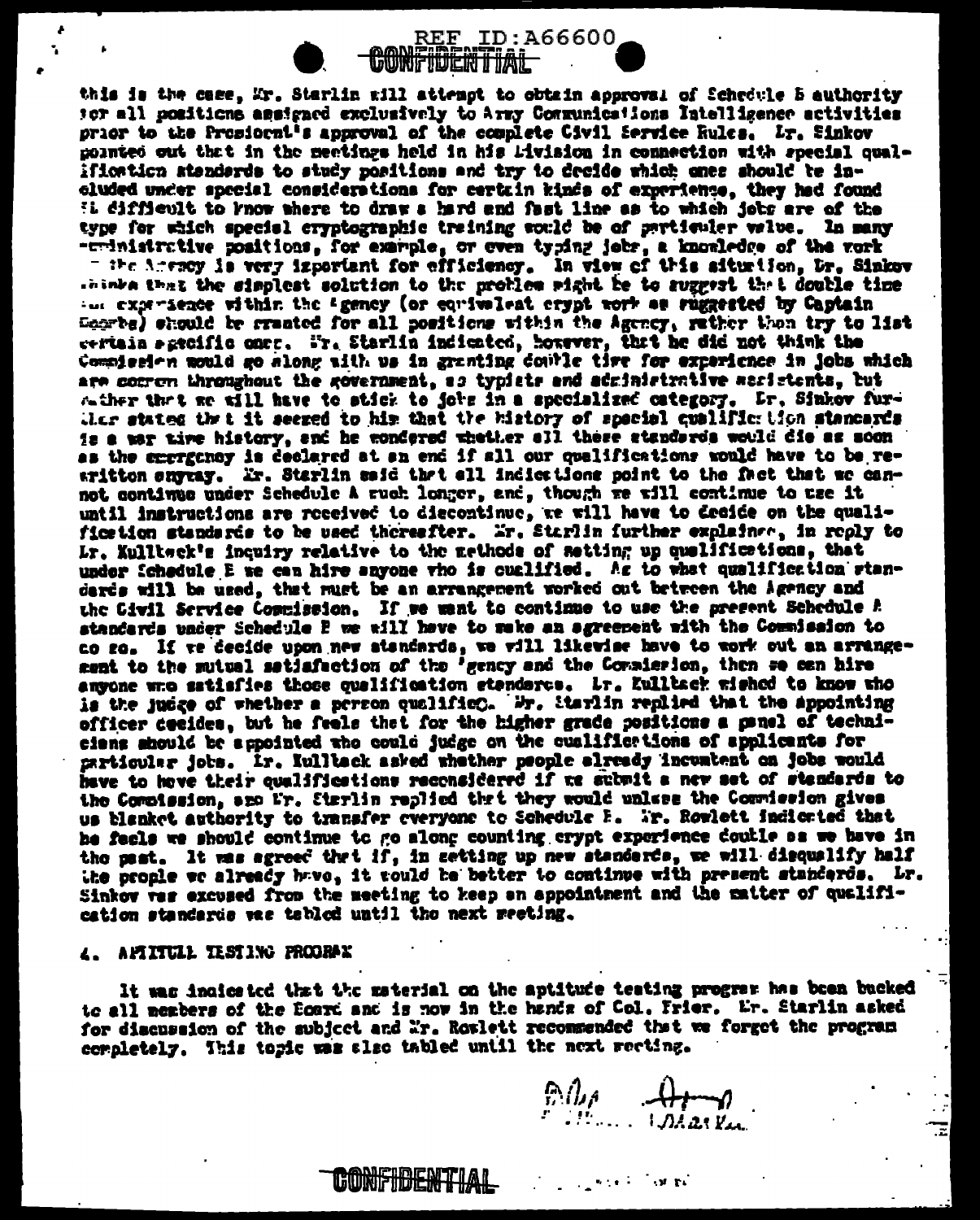REF ID:A66600

CONFIDENTIAL

this is the case, Mr. Starlin will attempt to obtain approval of Schedule B authority for all positions assigned exclusively to Army Communications Intelligence activities prior to the President's approval of the complete Civil Service Rules. Dr. Sinkov pointed out that in the meetings held in his Division in connection with special qualification standards to study positions and try to decide which ones should be included under special considerations for certain kinds of experience, they had found it difficult to know where to draw a hard and fast line as to which jobs are of the type for which special cryptographic training would be of particular value. In many administrative positions, for example, or even typing jobs, a knowledge of the work of the Agency is very important for efficiency. In view of this situation, Dr. Sinkov thinks that the simplest solution to the problem might be to suggest that double time for experience within the Agency (or equivalent crypt work as suggested by Captain Coorbe) should be granted for all positions within the Agency, rather than try to list certain specific ones. Mr. Starlin indicated, however, that he did not think the Commission would go along with us in granting double time for experience in jobs which are common throughout the government, as typists and administrative assistants, but rather that we will have to stick to jobs in a specialized category. Dr. Sinkov further stated that it seemed to him that the history of special qualification standards is a war time history, and he wondered whether all these standards would die as soon as the emergency is declared at an end if all our qualifications would have to be rewritten anyway. Mr. Starlin said that all indications point to the fact that we cannot continue under Schedule A much longer, and, though we will continue to use it until instructions are received to discontinue, we will have to decide on the qualification standards to be used thereafter. Mr. Starlin further explained, in reply to Dr. Kullback's inquiry relative to the methods of setting up qualifications, that under Schedule B we can hire anyone who is qualified. As to what qualification standards will be used, that must be an arrangement worked out between the Agency and the Civil Service Commission. If we want to continue to use the present Schedule A standards under Schedule B we will have to make an agreement with the Commission to do so. If we decide upon new standards, we will likewise have to work out an arrangement to the mutual satisfaction of the Agency and the Commission, then we can hire anyone who satisfies those qualification standards. Dr. Kullback wished to know who is the judge of whether a person qualified. Mr. Starlin replied that the appointing officer decides, but he feels that for the higher grade positions a panel of technicians should be appointed who could judge on the qualifications of applicants for particular jobs. Dr. Kullback asked whether people already incumbent on jobs would have to have their qualifications reconsidered if we submit a new set of standards to the Commission, and Mr. Starlin replied that they would unless the Commission gives us blanket authority to transfer everyone to Schedule B. Mr. Rowlett indicated that he feels we should continue to go along counting crypt experience double as we have in the past. It was agreed that if, in setting up new standards, we will disqualify half the people we already have, it would be better to continue with present standards. Dr. Sinkov was excused from the meeting to keep an appointment and the matter of qualification standards was tabled until the next meeting.

## 4. APTITUDE TESTING PROGRAM

It was indicated that the material on the aptitude testing program has been bucked to all members of the Board and is now in the hands of Col. Frier. Mr. Starlin asked for discussion of the subject and Mr. Rowlett recommended that we forget the program completely. This topic was also tabled until the next meeting.

CONFIDENTIAL